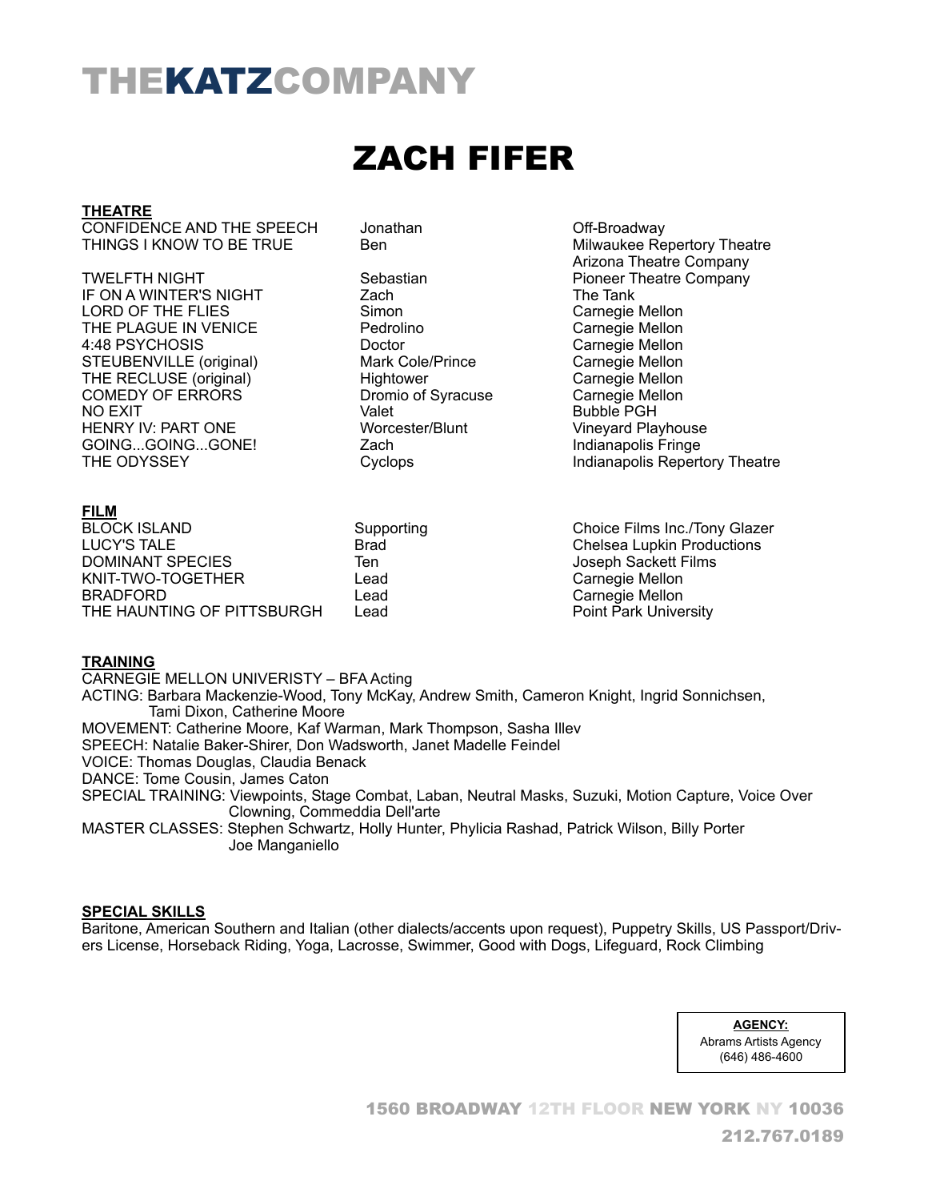# THEKATZCOMPANY

# ZACH FIFER

**THEATRE**

| | | |
|---|---|---|
| CONFIDENCE AND THE SPEECH | Jonathan | Off-Broadway |
| THINGS I KNOW TO BE TRUE | Ben | Milwaukee Repertory Theatre |
| | | Arizona Theatre Company |
| TWELFTH NIGHT | Sebastian | Pioneer Theatre Company |
| IF ON A WINTER'S NIGHT | Zach | The Tank |
| LORD OF THE FLIES | Simon | Carnegie Mellon |
| THE PLAGUE IN VENICE | Pedrolino | Carnegie Mellon |
| 4:48 PSYCHOSIS | Doctor | Carnegie Mellon |
| STEUBENVILLE (original) | Mark Cole/Prince | Carnegie Mellon |
| THE RECLUSE (original) | Hightower | Carnegie Mellon |
| COMEDY OF ERRORS | Dromio of Syracuse | Carnegie Mellon |
| NO EXIT | Valet | Bubble PGH |
| HENRY IV: PART ONE | Worcester/Blunt | Vineyard Playhouse |
| GOING...GOING...GONE! | Zach | Indianapolis Fringe |
| THE ODYSSEY | Cyclops | Indianapolis Repertory Theatre |

**FILM**

| | | |
|---|---|---|
| BLOCK ISLAND | Supporting | Choice Films Inc./Tony Glazer |
| LUCY'S TALE | Brad | Chelsea Lupkin Productions |
| DOMINANT SPECIES | Ten | Joseph Sackett Films |
| KNIT-TWO-TOGETHER | Lead | Carnegie Mellon |
| BRADFORD | Lead | Carnegie Mellon |
| THE HAUNTING OF PITTSBURGH | Lead | Point Park University |

**TRAINING**

CARNEGIE MELLON UNIVERISTY – BFA Acting
ACTING: Barbara Mackenzie-Wood, Tony McKay, Andrew Smith, Cameron Knight, Ingrid Sonnichsen, Tami Dixon, Catherine Moore
MOVEMENT: Catherine Moore, Kaf Warman, Mark Thompson, Sasha Illev
SPEECH: Natalie Baker-Shirer, Don Wadsworth, Janet Madelle Feindel
VOICE: Thomas Douglas, Claudia Benack
DANCE: Tome Cousin, James Caton
SPECIAL TRAINING: Viewpoints, Stage Combat, Laban, Neutral Masks, Suzuki, Motion Capture, Voice Over Clowning, Commeddia Dell'arte
MASTER CLASSES: Stephen Schwartz, Holly Hunter, Phylicia Rashad, Patrick Wilson, Billy Porter Joe Manganiello

**SPECIAL SKILLS**

Baritone, American Southern and Italian (other dialects/accents upon request), Puppetry Skills, US Passport/Drivers License, Horseback Riding, Yoga, Lacrosse, Swimmer, Good with Dogs, Lifeguard, Rock Climbing

**AGENCY:**
Abrams Artists Agency
(646) 486-4600

1560 BROADWAY 12TH FLOOR NEW YORK NY 10036
212.767.0189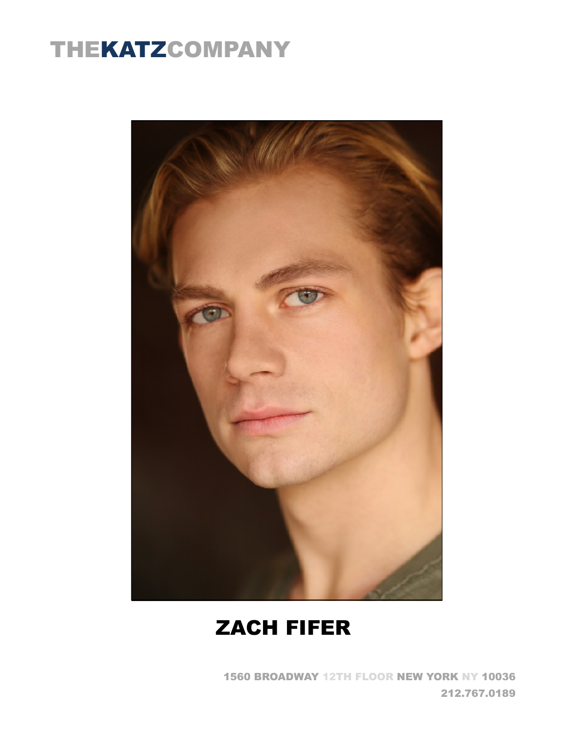# THEKATZCOMPANY

## ZACH FIFER

1560 BROADWAY 12TH FLOOR NEW YORK NY 10036
212.767.0189